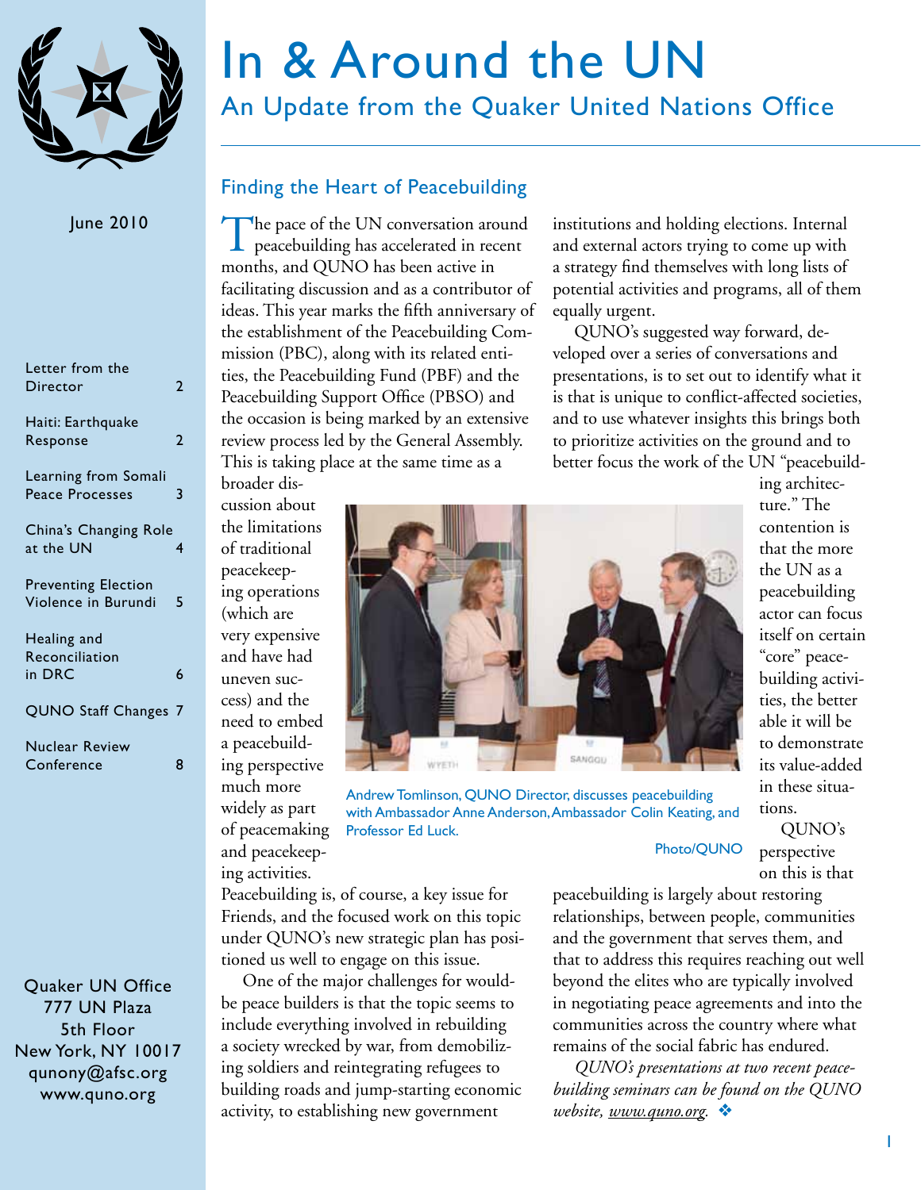# In & Around the UN

## An Update from the Quaker United Nations Office

June 2010

| | |
|---|---|
| Letter from the Director | 2 |
| Haiti: Earthquake Response | 2 |
| Learning from Somali Peace Processes | 3 |
| China's Changing Role at the UN | 4 |
| Preventing Election Violence in Burundi | 5 |
| Healing and Reconciliation in DRC | 6 |
| QUNO Staff Changes | 7 |
| Nuclear Review Conference | 8 |

Quaker UN Office
777 UN Plaza
5th Floor
New York, NY 10017
qunony@afsc.org
www.quno.org

### Finding the Heart of Peacebuilding

The pace of the UN conversation around peacebuilding has accelerated in recent months, and QUNO has been active in facilitating discussion and as a contributor of ideas. This year marks the fifth anniversary of the establishment of the Peacebuilding Commission (PBC), along with its related entities, the Peacebuilding Fund (PBF) and the Peacebuilding Support Office (PBSO) and the occasion is being marked by an extensive review process led by the General Assembly. This is taking place at the same time as a broader discussion about the limitations of traditional peacekeeping operations (which are very expensive and have had uneven success) and the need to embed a peacebuilding perspective much more widely as part of peacemaking and peacekeeping activities.

Peacebuilding is, of course, a key issue for Friends, and the focused work on this topic under QUNO's new strategic plan has positioned us well to engage on this issue.

One of the major challenges for would-be peace builders is that the topic seems to include everything involved in rebuilding a society wrecked by war, from demobilizing soldiers and reintegrating refugees to building roads and jump-starting economic activity, to establishing new government institutions and holding elections. Internal and external actors trying to come up with a strategy find themselves with long lists of potential activities and programs, all of them equally urgent.

QUNO's suggested way forward, developed over a series of conversations and presentations, is to set out to identify what it is that is unique to conflict-affected societies, and to use whatever insights this brings both to prioritize activities on the ground and to better focus the work of the UN "peacebuilding architecture." The contention is that the more the UN as a peacebuilding actor can focus itself on certain "core" peacebuilding activities, the better able it will be to demonstrate its value-added in these situations.

Andrew Tomlinson, QUNO Director, discusses peacebuilding with Ambassador Anne Anderson, Ambassador Colin Keating, and Professor Ed Luck.

Photo/QUNO

QUNO's perspective on this is that peacebuilding is largely about restoring relationships, between people, communities and the government that serves them, and that to address this requires reaching out well beyond the elites who are typically involved in negotiating peace agreements and into the communities across the country where what remains of the social fabric has endured.

*QUNO's presentations at two recent peacebuilding seminars can be found on the QUNO website, www.quno.org.* ❖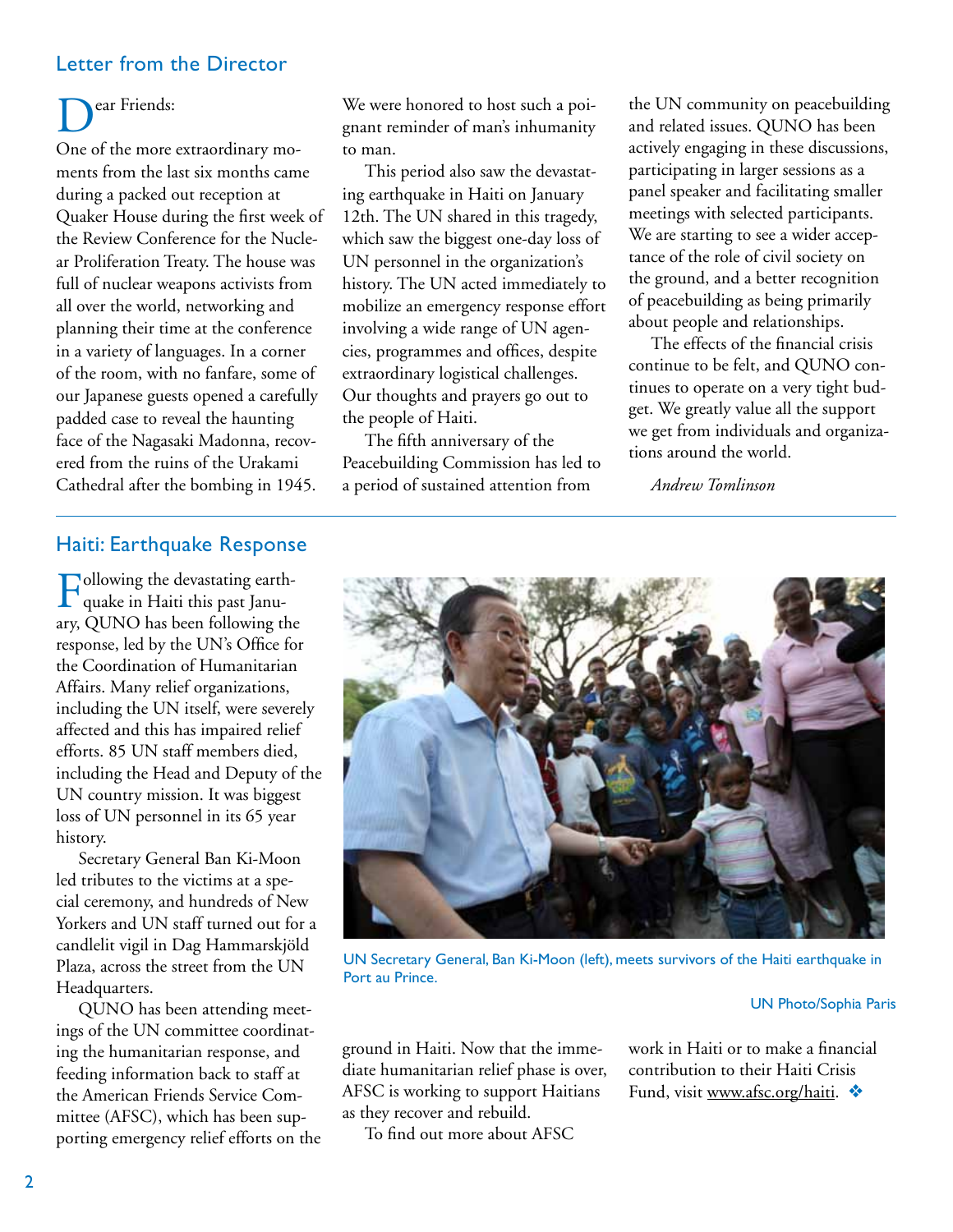## Letter from the Director

Dear Friends:

One of the more extraordinary moments from the last six months came during a packed out reception at Quaker House during the first week of the Review Conference for the Nuclear Proliferation Treaty. The house was full of nuclear weapons activists from all over the world, networking and planning their time at the conference in a variety of languages. In a corner of the room, with no fanfare, some of our Japanese guests opened a carefully padded case to reveal the haunting face of the Nagasaki Madonna, recovered from the ruins of the Urakami Cathedral after the bombing in 1945. We were honored to host such a poignant reminder of man's inhumanity to man.

This period also saw the devastating earthquake in Haiti on January 12th. The UN shared in this tragedy, which saw the biggest one-day loss of UN personnel in the organization's history. The UN acted immediately to mobilize an emergency response effort involving a wide range of UN agencies, programmes and offices, despite extraordinary logistical challenges. Our thoughts and prayers go out to the people of Haiti.

The fifth anniversary of the Peacebuilding Commission has led to a period of sustained attention from the UN community on peacebuilding and related issues. QUNO has been actively engaging in these discussions, participating in larger sessions as a panel speaker and facilitating smaller meetings with selected participants. We are starting to see a wider acceptance of the role of civil society on the ground, and a better recognition of peacebuilding as being primarily about people and relationships.

The effects of the financial crisis continue to be felt, and QUNO continues to operate on a very tight budget. We greatly value all the support we get from individuals and organizations around the world.

*Andrew Tomlinson*

## Haiti: Earthquake Response

Following the devastating earthquake in Haiti this past January, QUNO has been following the response, led by the UN's Office for the Coordination of Humanitarian Affairs. Many relief organizations, including the UN itself, were severely affected and this has impaired relief efforts. 85 UN staff members died, including the Head and Deputy of the UN country mission. It was biggest loss of UN personnel in its 65 year history.

Secretary General Ban Ki-Moon led tributes to the victims at a special ceremony, and hundreds of New Yorkers and UN staff turned out for a candlelit vigil in Dag Hammarskjöld Plaza, across the street from the UN Headquarters.

QUNO has been attending meetings of the UN committee coordinating the humanitarian response, and feeding information back to staff at the American Friends Service Committee (AFSC), which has been supporting emergency relief efforts on the ground in Haiti. Now that the immediate humanitarian relief phase is over, AFSC is working to support Haitians as they recover and rebuild.

To find out more about AFSC work in Haiti or to make a financial contribution to their Haiti Crisis Fund, visit www.afsc.org/haiti. ❖

UN Secretary General, Ban Ki-Moon (left), meets survivors of the Haiti earthquake in Port au Prince.

UN Photo/Sophia Paris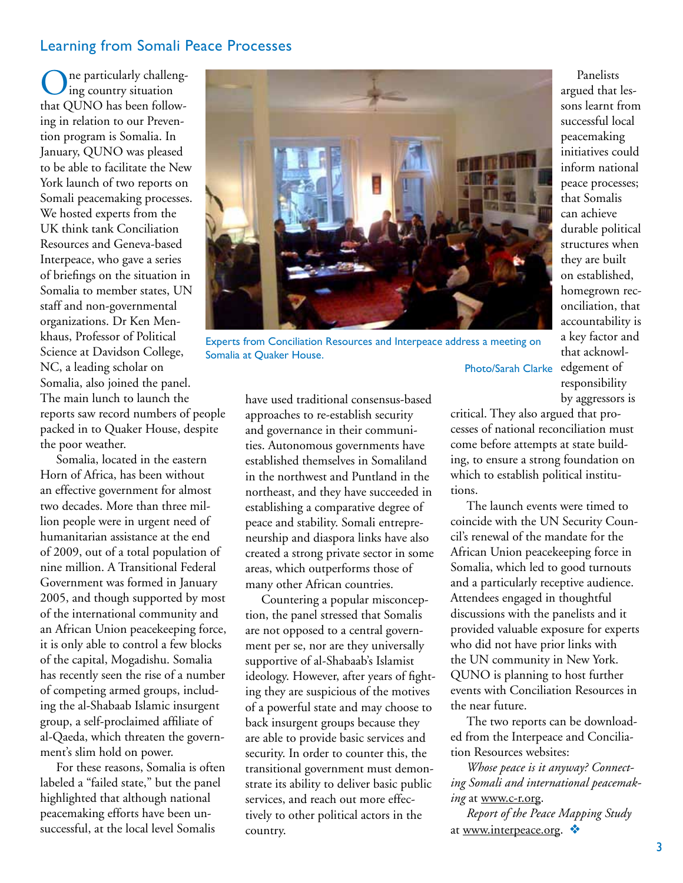## Learning from Somali Peace Processes

One particularly challenging country situation that QUNO has been following in relation to our Prevention program is Somalia. In January, QUNO was pleased to be able to facilitate the New York launch of two reports on Somali peacemaking processes. We hosted experts from the UK think tank Conciliation Resources and Geneva-based Interpeace, who gave a series of briefings on the situation in Somalia to member states, UN staff and non-governmental organizations. Dr Ken Menkhaus, Professor of Political Science at Davidson College, NC, a leading scholar on Somalia, also joined the panel. The main lunch to launch the reports saw record numbers of people packed in to Quaker House, despite the poor weather.

Somalia, located in the eastern Horn of Africa, has been without an effective government for almost two decades. More than three million people were in urgent need of humanitarian assistance at the end of 2009, out of a total population of nine million. A Transitional Federal Government was formed in January 2005, and though supported by most of the international community and an African Union peacekeeping force, it is only able to control a few blocks of the capital, Mogadishu. Somalia has recently seen the rise of a number of competing armed groups, including the al-Shabaab Islamic insurgent group, a self-proclaimed affiliate of al-Qaeda, which threaten the government's slim hold on power.

For these reasons, Somalia is often labeled a "failed state," but the panel highlighted that although national peacemaking efforts have been unsuccessful, at the local level Somalis have used traditional consensus-based approaches to re-establish security and governance in their communities. Autonomous governments have established themselves in Somaliland in the northwest and Puntland in the northeast, and they have succeeded in establishing a comparative degree of peace and stability. Somali entrepreneurship and diaspora links have also created a strong private sector in some areas, which outperforms those of many other African countries.

Countering a popular misconception, the panel stressed that Somalis are not opposed to a central government per se, nor are they universally supportive of al-Shabaab's Islamist ideology. However, after years of fighting they are suspicious of the motives of a powerful state and may choose to back insurgent groups because they are able to provide basic services and security. In order to counter this, the transitional government must demonstrate its ability to deliver basic public services, and reach out more effectively to other political actors in the country.

Experts from Conciliation Resources and Interpeace address a meeting on Somalia at Quaker House.

Photo/Sarah Clarke

Panelists argued that lessons learnt from successful local peacemaking initiatives could inform national peace processes; that Somalis can achieve durable political structures when they are built on established, homegrown reconciliation, that accountability is a key factor and that acknowledgement of responsibility by aggressors is critical. They also argued that processes of national reconciliation must come before attempts at state building, to ensure a strong foundation on which to establish political institutions.

The launch events were timed to coincide with the UN Security Council's renewal of the mandate for the African Union peacekeeping force in Somalia, which led to good turnouts and a particularly receptive audience. Attendees engaged in thoughtful discussions with the panelists and it provided valuable exposure for experts who did not have prior links with the UN community in New York. QUNO is planning to host further events with Conciliation Resources in the near future.

The two reports can be downloaded from the Interpeace and Conciliation Resources websites:

*Whose peace is it anyway? Connecting Somali and international peacemaking* at www.c-r.org.

*Report of the Peace Mapping Study* at www.interpeace.org. ❖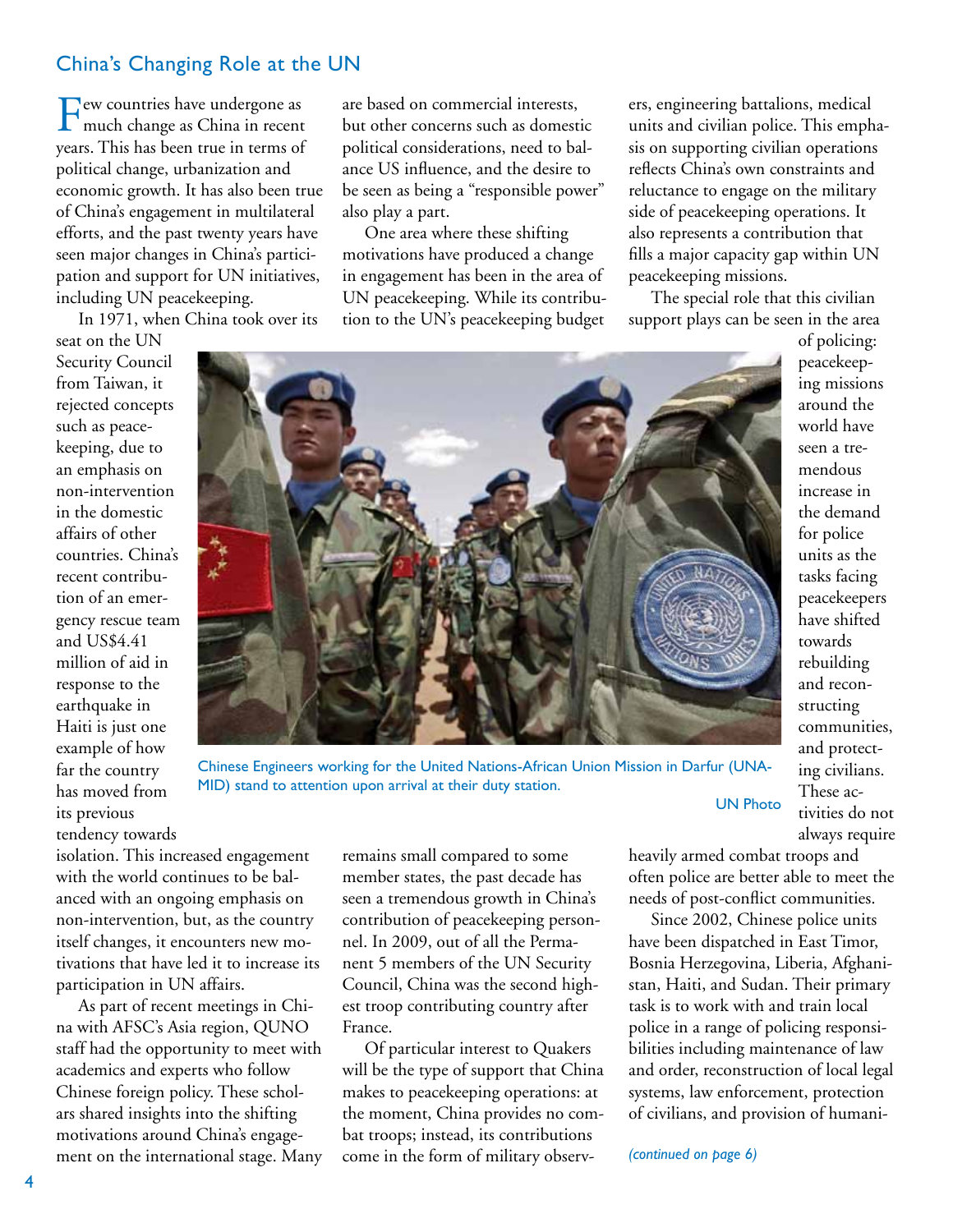## China's Changing Role at the UN

Few countries have undergone as much change as China in recent years. This has been true in terms of political change, urbanization and economic growth. It has also been true of China's engagement in multilateral efforts, and the past twenty years have seen major changes in China's participation and support for UN initiatives, including UN peacekeeping.

In 1971, when China took over its seat on the UN Security Council from Taiwan, it rejected concepts such as peacekeeping, due to an emphasis on non-intervention in the domestic affairs of other countries. China's recent contribution of an emergency rescue team and US$4.41 million of aid in response to the earthquake in Haiti is just one example of how far the country has moved from its previous tendency towards isolation. This increased engagement with the world continues to be balanced with an ongoing emphasis on non-intervention, but, as the country itself changes, it encounters new motivations that have led it to increase its participation in UN affairs.

As part of recent meetings in China with AFSC's Asia region, QUNO staff had the opportunity to meet with academics and experts who follow Chinese foreign policy. These scholars shared insights into the shifting motivations around China's engagement on the international stage. Many are based on commercial interests, but other concerns such as domestic political considerations, need to balance US influence, and the desire to be seen as being a "responsible power" also play a part.

One area where these shifting motivations have produced a change in engagement has been in the area of UN peacekeeping. While its contribution to the UN's peacekeeping budget remains small compared to some member states, the past decade has seen a tremendous growth in China's contribution of peacekeeping personnel. In 2009, out of all the Permanent 5 members of the UN Security Council, China was the second highest troop contributing country after France.

Of particular interest to Quakers will be the type of support that China makes to peacekeeping operations: at the moment, China provides no combat troops; instead, its contributions come in the form of military observers, engineering battalions, medical units and civilian police. This emphasis on supporting civilian operations reflects China's own constraints and reluctance to engage on the military side of peacekeeping operations. It also represents a contribution that fills a major capacity gap within UN peacekeeping missions.

The special role that this civilian support plays can be seen in the area of policing: peacekeeping missions around the world have seen a tremendous increase in the demand for police units as the tasks facing peacekeepers have shifted towards rebuilding and reconstructing communities, and protecting civilians. These activities do not always require heavily armed combat troops and often police are better able to meet the needs of post-conflict communities.

Since 2002, Chinese police units have been dispatched in East Timor, Bosnia Herzegovina, Liberia, Afghanistan, Haiti, and Sudan. Their primary task is to work with and train local police in a range of policing responsibilities including maintenance of law and order, reconstruction of local legal systems, law enforcement, protection of civilians, and provision of humani-

*(continued on page 6)*

Chinese Engineers working for the United Nations-African Union Mission in Darfur (UNAMID) stand to attention upon arrival at their duty station.

UN Photo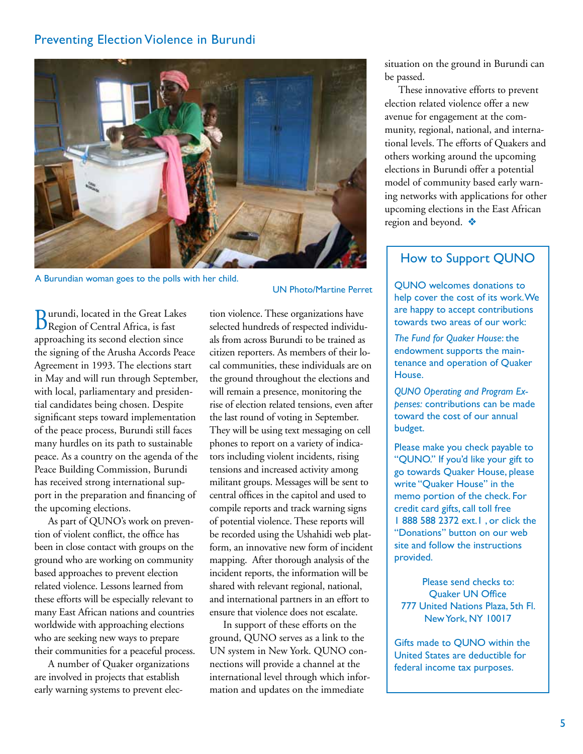## Preventing Election Violence in Burundi

A Burundian woman goes to the polls with her child.

UN Photo/Martine Perret

Burundi, located in the Great Lakes Region of Central Africa, is fast approaching its second election since the signing of the Arusha Accords Peace Agreement in 1993. The elections start in May and will run through September, with local, parliamentary and presidential candidates being chosen. Despite significant steps toward implementation of the peace process, Burundi still faces many hurdles on its path to sustainable peace. As a country on the agenda of the Peace Building Commission, Burundi has received strong international support in the preparation and financing of the upcoming elections.

As part of QUNO's work on prevention of violent conflict, the office has been in close contact with groups on the ground who are working on community based approaches to prevent election related violence. Lessons learned from these efforts will be especially relevant to many East African nations and countries worldwide with approaching elections who are seeking new ways to prepare their communities for a peaceful process.

A number of Quaker organizations are involved in projects that establish early warning systems to prevent election violence. These organizations have selected hundreds of respected individuals from across Burundi to be trained as citizen reporters. As members of their local communities, these individuals are on the ground throughout the elections and will remain a presence, monitoring the rise of election related tensions, even after the last round of voting in September. They will be using text messaging on cell phones to report on a variety of indicators including violent incidents, rising tensions and increased activity among militant groups. Messages will be sent to central offices in the capitol and used to compile reports and track warning signs of potential violence. These reports will be recorded using the Ushahidi web platform, an innovative new form of incident mapping. After thorough analysis of the incident reports, the information will be shared with relevant regional, national, and international partners in an effort to ensure that violence does not escalate.

In support of these efforts on the ground, QUNO serves as a link to the UN system in New York. QUNO connections will provide a channel at the international level through which information and updates on the immediate situation on the ground in Burundi can be passed.

These innovative efforts to prevent election related violence offer a new avenue for engagement at the community, regional, national, and international levels. The efforts of Quakers and others working around the upcoming elections in Burundi offer a potential model of community based early warning networks with applications for other upcoming elections in the East African region and beyond. ❖

### How to Support QUNO

QUNO welcomes donations to help cover the cost of its work. We are happy to accept contributions towards two areas of our work:

*The Fund for Quaker House*: the endowment supports the maintenance and operation of Quaker House.

*QUNO Operating and Program Expenses:* contributions can be made toward the cost of our annual budget.

Please make you check payable to "QUNO." If you'd like your gift to go towards Quaker House, please write "Quaker House" in the memo portion of the check. For credit card gifts, call toll free 1 888 588 2372 ext. 1 , or click the "Donations" button on our web site and follow the instructions provided.

Please send checks to:
Quaker UN Office
777 United Nations Plaza, 5th Fl.
New York, NY 10017

Gifts made to QUNO within the United States are deductible for federal income tax purposes.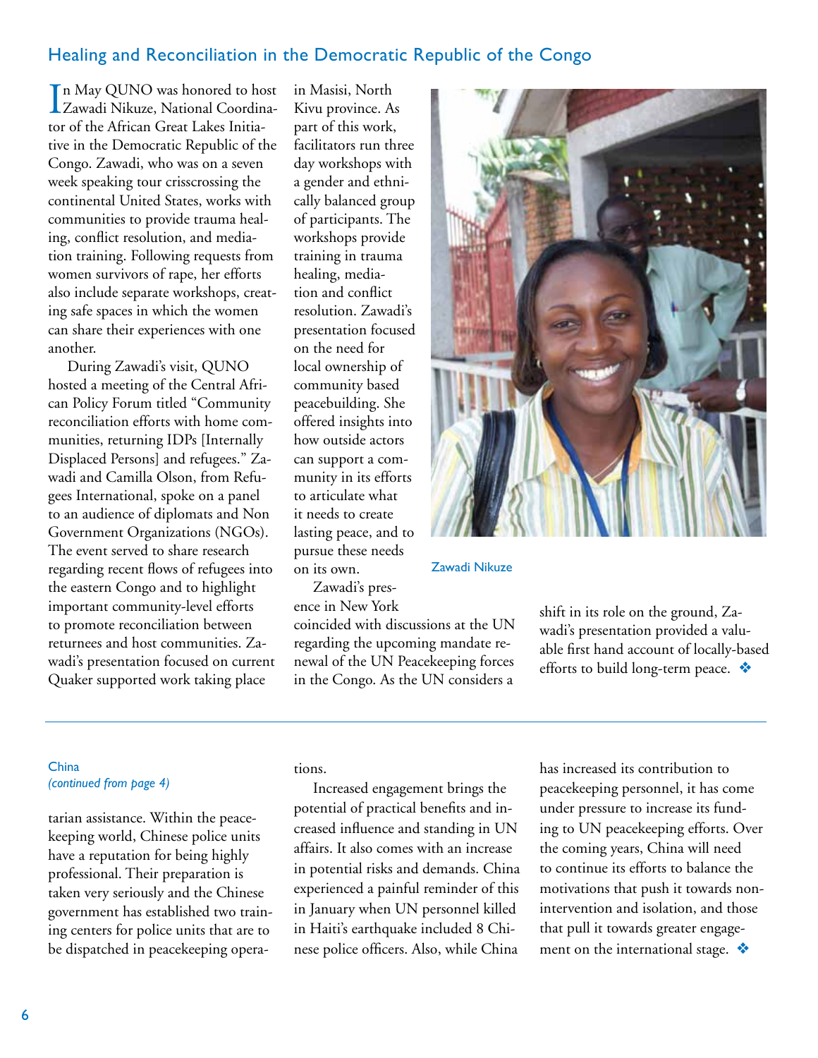## Healing and Reconciliation in the Democratic Republic of the Congo

In May QUNO was honored to host Zawadi Nikuze, National Coordinator of the African Great Lakes Initiative in the Democratic Republic of the Congo. Zawadi, who was on a seven week speaking tour crisscrossing the continental United States, works with communities to provide trauma healing, conflict resolution, and mediation training. Following requests from women survivors of rape, her efforts also include separate workshops, creating safe spaces in which the women can share their experiences with one another.

During Zawadi's visit, QUNO hosted a meeting of the Central African Policy Forum titled "Community reconciliation efforts with home communities, returning IDPs [Internally Displaced Persons] and refugees." Zawadi and Camilla Olson, from Refugees International, spoke on a panel to an audience of diplomats and Non Government Organizations (NGOs). The event served to share research regarding recent flows of refugees into the eastern Congo and to highlight important community-level efforts to promote reconciliation between returnees and host communities. Zawadi's presentation focused on current Quaker supported work taking place in Masisi, North Kivu province. As part of this work, facilitators run three day workshops with a gender and ethnically balanced group of participants. The workshops provide training in trauma healing, mediation and conflict resolution. Zawadi's presentation focused on the need for local ownership of community based peacebuilding. She offered insights into how outside actors can support a community in its efforts to articulate what it needs to create lasting peace, and to pursue these needs on its own.

Zawadi Nikuze

Zawadi's presence in New York coincided with discussions at the UN regarding the upcoming mandate renewal of the UN Peacekeeping forces in the Congo. As the UN considers a shift in its role on the ground, Zawadi's presentation provided a valuable first hand account of locally-based efforts to build long-term peace. ❖

---

China
*(continued from page 4)*

tarian assistance. Within the peacekeeping world, Chinese police units have a reputation for being highly professional. Their preparation is taken very seriously and the Chinese government has established two training centers for police units that are to be dispatched in peacekeeping operations.

Increased engagement brings the potential of practical benefits and increased influence and standing in UN affairs. It also comes with an increase in potential risks and demands. China experienced a painful reminder of this in January when UN personnel killed in Haiti's earthquake included 8 Chinese police officers. Also, while China has increased its contribution to peacekeeping personnel, it has come under pressure to increase its funding to UN peacekeeping efforts. Over the coming years, China will need to continue its efforts to balance the motivations that push it towards non-intervention and isolation, and those that pull it towards greater engagement on the international stage. ❖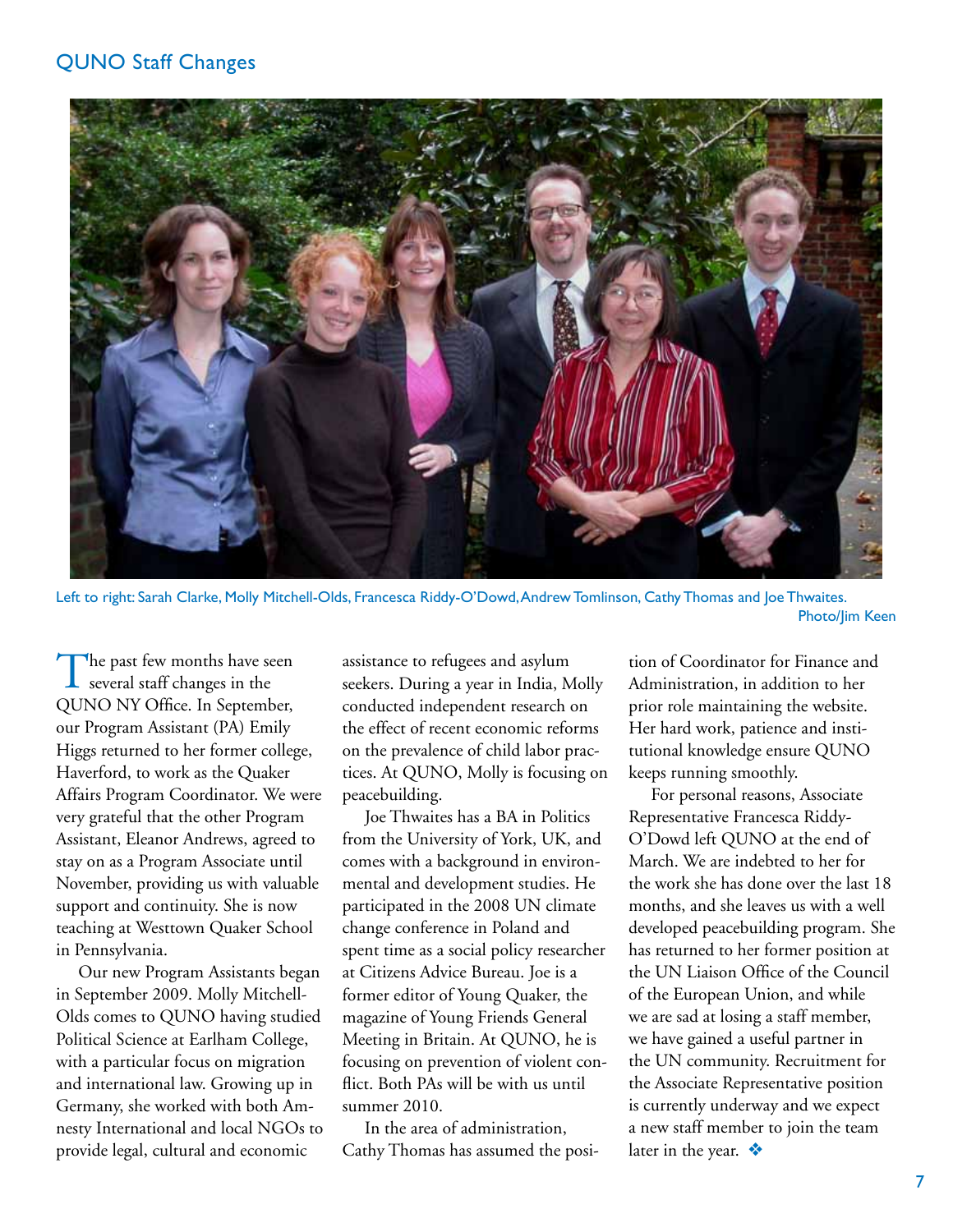## QUNO Staff Changes

Left to right: Sarah Clarke, Molly Mitchell-Olds, Francesca Riddy-O'Dowd, Andrew Tomlinson, Cathy Thomas and Joe Thwaites. Photo/Jim Keen

The past few months have seen several staff changes in the QUNO NY Office. In September, our Program Assistant (PA) Emily Higgs returned to her former college, Haverford, to work as the Quaker Affairs Program Coordinator. We were very grateful that the other Program Assistant, Eleanor Andrews, agreed to stay on as a Program Associate until November, providing us with valuable support and continuity. She is now teaching at Westtown Quaker School in Pennsylvania.

Our new Program Assistants began in September 2009. Molly Mitchell-Olds comes to QUNO having studied Political Science at Earlham College, with a particular focus on migration and international law. Growing up in Germany, she worked with both Amnesty International and local NGOs to provide legal, cultural and economic assistance to refugees and asylum seekers. During a year in India, Molly conducted independent research on the effect of recent economic reforms on the prevalence of child labor practices. At QUNO, Molly is focusing on peacebuilding.

Joe Thwaites has a BA in Politics from the University of York, UK, and comes with a background in environmental and development studies. He participated in the 2008 UN climate change conference in Poland and spent time as a social policy researcher at Citizens Advice Bureau. Joe is a former editor of Young Quaker, the magazine of Young Friends General Meeting in Britain. At QUNO, he is focusing on prevention of violent conflict. Both PAs will be with us until summer 2010.

In the area of administration, Cathy Thomas has assumed the position of Coordinator for Finance and Administration, in addition to her prior role maintaining the website. Her hard work, patience and institutional knowledge ensure QUNO keeps running smoothly.

For personal reasons, Associate Representative Francesca Riddy-O'Dowd left QUNO at the end of March. We are indebted to her for the work she has done over the last 18 months, and she leaves us with a well developed peacebuilding program. She has returned to her former position at the UN Liaison Office of the Council of the European Union, and while we are sad at losing a staff member, we have gained a useful partner in the UN community. Recruitment for the Associate Representative position is currently underway and we expect a new staff member to join the team later in the year. ❖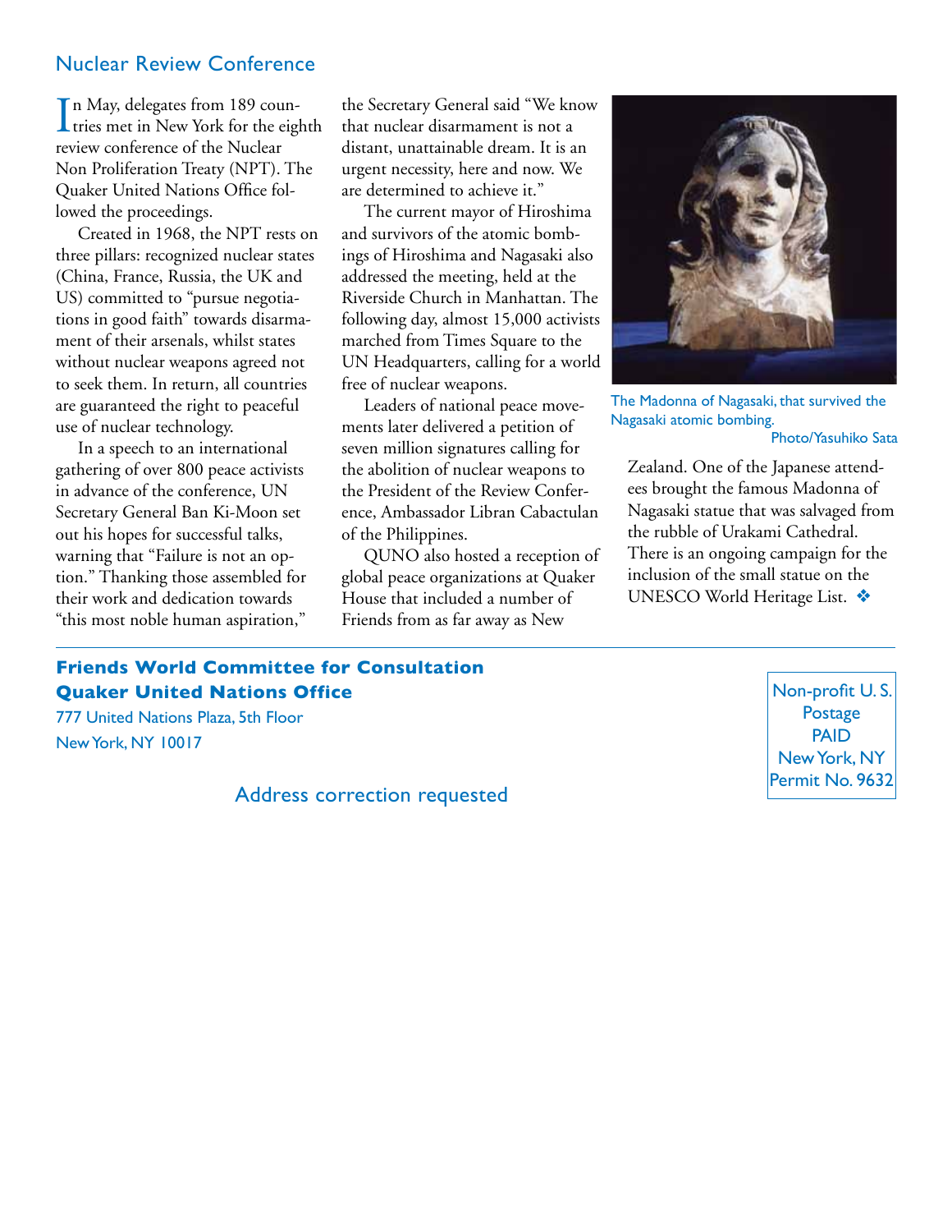## Nuclear Review Conference

In May, delegates from 189 countries met in New York for the eighth review conference of the Nuclear Non Proliferation Treaty (NPT). The Quaker United Nations Office followed the proceedings.

Created in 1968, the NPT rests on three pillars: recognized nuclear states (China, France, Russia, the UK and US) committed to "pursue negotiations in good faith" towards disarmament of their arsenals, whilst states without nuclear weapons agreed not to seek them. In return, all countries are guaranteed the right to peaceful use of nuclear technology.

In a speech to an international gathering of over 800 peace activists in advance of the conference, UN Secretary General Ban Ki-Moon set out his hopes for successful talks, warning that "Failure is not an option." Thanking those assembled for their work and dedication towards "this most noble human aspiration," the Secretary General said "We know that nuclear disarmament is not a distant, unattainable dream. It is an urgent necessity, here and now. We are determined to achieve it."

The current mayor of Hiroshima and survivors of the atomic bombings of Hiroshima and Nagasaki also addressed the meeting, held at the Riverside Church in Manhattan. The following day, almost 15,000 activists marched from Times Square to the UN Headquarters, calling for a world free of nuclear weapons.

Leaders of national peace movements later delivered a petition of seven million signatures calling for the abolition of nuclear weapons to the President of the Review Conference, Ambassador Libran Cabactulan of the Philippines.

QUNO also hosted a reception of global peace organizations at Quaker House that included a number of Friends from as far away as New Zealand. One of the Japanese attendees brought the famous Madonna of Nagasaki statue that was salvaged from the rubble of Urakami Cathedral. There is an ongoing campaign for the inclusion of the small statue on the UNESCO World Heritage List. ❖

The Madonna of Nagasaki, that survived the Nagasaki atomic bombing.
Photo/Yasuhiko Sata

---

**Friends World Committee for Consultation**
**Quaker United Nations Office**
777 United Nations Plaza, 5th Floor
New York, NY 10017

Address correction requested

Non-profit U. S.
Postage
PAID
New York, NY
Permit No. 9632